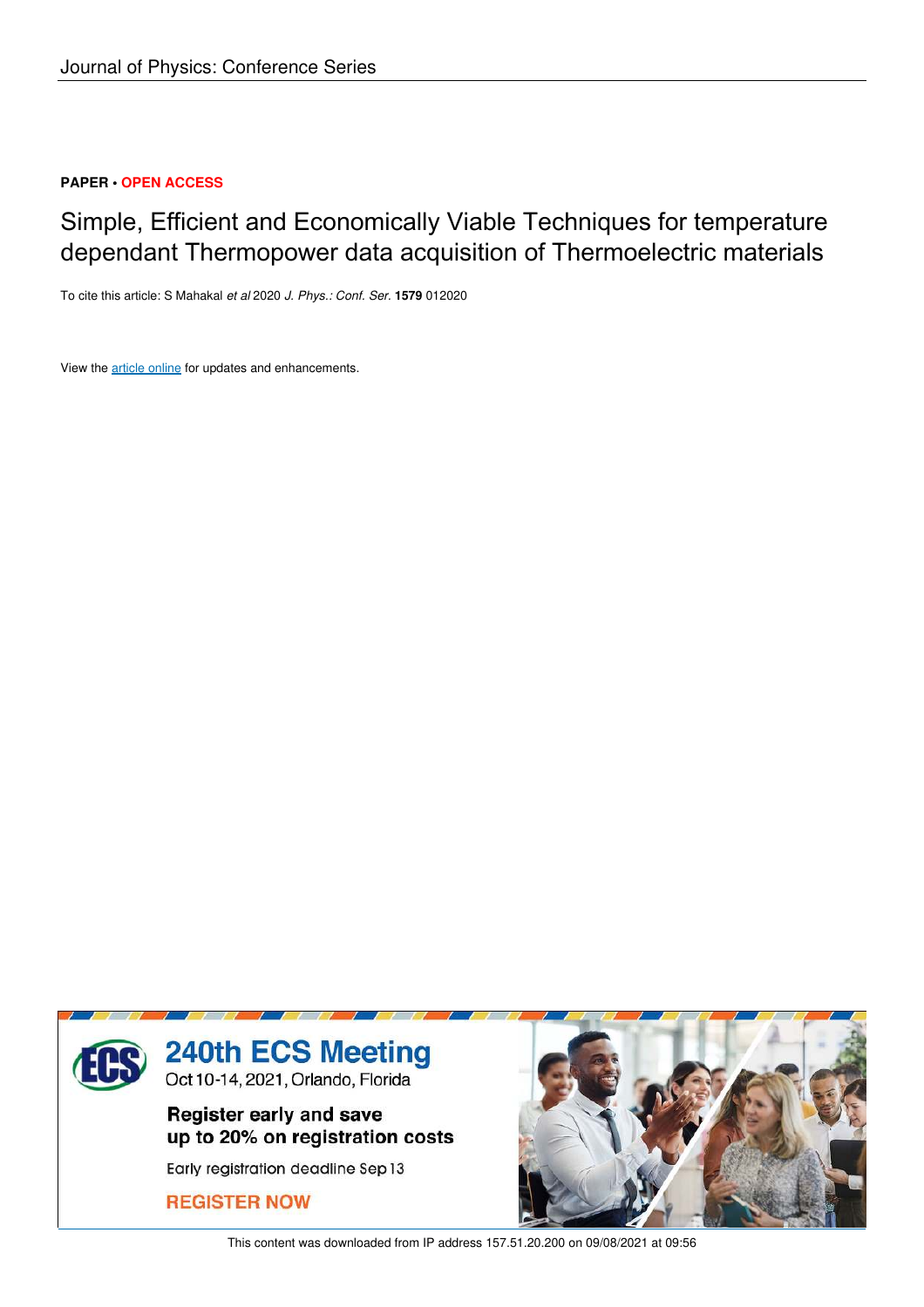Journal of Physics: Conference Series

**PAPER • OPEN ACCESS**

# Simple, Efficient and Economically Viable Techniques for temperature dependant Thermopower data acquisition of Thermoelectric materials

To cite this article: S Mahakal *et al* 2020 *J. Phys.: Conf. Ser.* **1579** 012020

View the article online for updates and enhancements.

240th ECS Meeting
Oct 10-14, 2021, Orlando, Florida

Register early and save up to 20% on registration costs

Early registration deadline Sep 13

REGISTER NOW

This content was downloaded from IP address 157.51.20.200 on 09/08/2021 at 09:56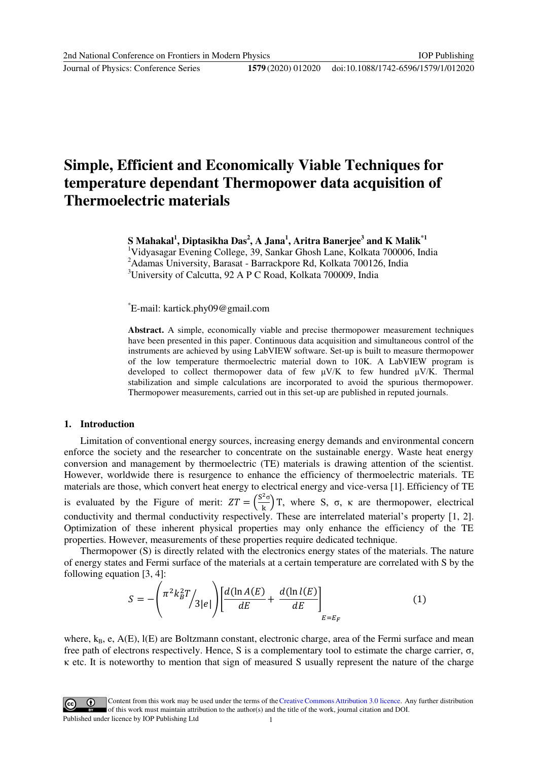# Simple, Efficient and Economically Viable Techniques for temperature dependant Thermopower data acquisition of Thermoelectric materials

**S Mahakal[1], Diptasikha Das[2], A Jana[1], Aritra Banerjee[3] and K Malik[*1]**

[1]Vidyasagar Evening College, 39, Sankar Ghosh Lane, Kolkata 700006, India
[2]Adamas University, Barasat - Barrackpore Rd, Kolkata 700126, India
[3]University of Calcutta, 92 A P C Road, Kolkata 700009, India

[*]E-mail: kartick.phy09@gmail.com

**Abstract.** A simple, economically viable and precise thermopower measurement techniques have been presented in this paper. Continuous data acquisition and simultaneous control of the instruments are achieved by using LabVIEW software. Set-up is built to measure thermopower of the low temperature thermoelectric material down to 10K. A LabVIEW program is developed to collect thermopower data of few μV/K to few hundred μV/K. Thermal stabilization and simple calculations are incorporated to avoid the spurious thermopower. Thermopower measurements, carried out in this set-up are published in reputed journals.

## 1. Introduction

Limitation of conventional energy sources, increasing energy demands and environmental concern enforce the society and the researcher to concentrate on the sustainable energy. Waste heat energy conversion and management by thermoelectric (TE) materials is drawing attention of the scientist. However, worldwide there is resurgence to enhance the efficiency of thermoelectric materials. TE materials are those, which convert heat energy to electrical energy and vice-versa [1]. Efficiency of TE is evaluated by the Figure of merit: $ZT = \left(\frac{S^2\sigma}{k}\right)T$, where S, σ, κ are thermopower, electrical conductivity and thermal conductivity respectively. These are interrelated material's property [1, 2]. Optimization of these inherent physical properties may only enhance the efficiency of the TE properties. However, measurements of these properties require dedicated technique.

Thermopower (S) is directly related with the electronics energy states of the materials. The nature of energy states and Fermi surface of the materials at a certain temperature are correlated with S by the following equation [3, 4]:

$$S = -\left(\pi^2 k_B^2 T \big/ 3|e|\right)\left[\frac{d(\ln A(E))}{dE} + \frac{d(\ln l(E))}{dE}\right]_{E=E_F} \tag{1}$$

where, $k_B$, e, A(E), l(E) are Boltzmann constant, electronic charge, area of the Fermi surface and mean free path of electrons respectively. Hence, S is a complementary tool to estimate the charge carrier, σ, κ etc. It is noteworthy to mention that sign of measured S usually represent the nature of the charge

Content from this work may be used under the terms of the Creative Commons Attribution 3.0 licence. Any further distribution of this work must maintain attribution to the author(s) and the title of the work, journal citation and DOI.
Published under licence by IOP Publishing Ltd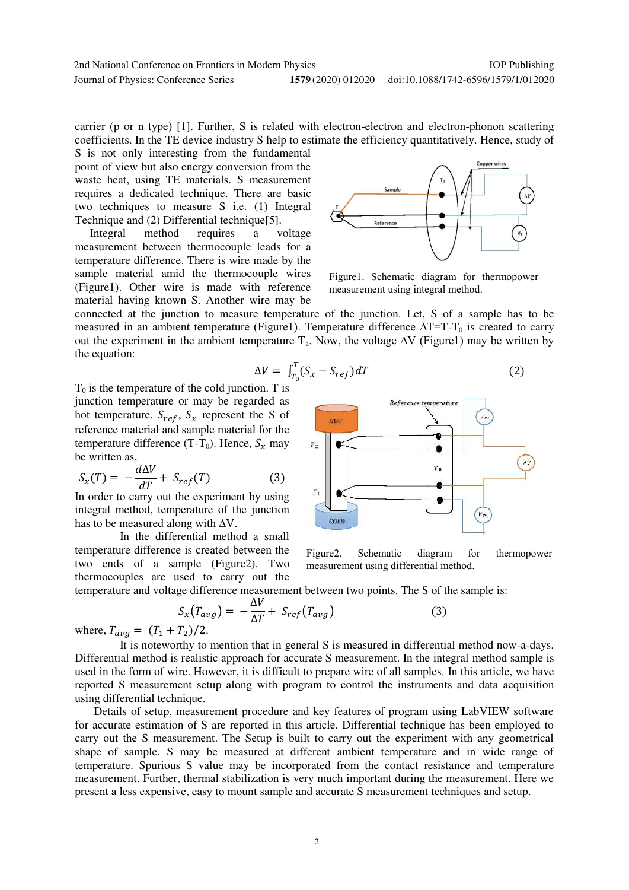carrier (p or n type) [1]. Further, S is related with electron-electron and electron-phonon scattering coefficients. In the TE device industry S help to estimate the efficiency quantitatively. Hence, study of S is not only interesting from the fundamental point of view but also energy conversion from the waste heat, using TE materials. S measurement requires a dedicated technique. There are basic two techniques to measure S i.e. (1) Integral Technique and (2) Differential technique[5].

Integral method requires a voltage measurement between thermocouple leads for a temperature difference. There is wire made by the sample material amid the thermocouple wires (Figure1). Other wire is made with reference material having known S. Another wire may be connected at the junction to measure temperature of the junction. Let, S of a sample has to be measured in an ambient temperature (Figure1). Temperature difference $\Delta T = T - T_0$ is created to carry out the experiment in the ambient temperature $T_a$. Now, the voltage $\Delta V$ (Figure1) may be written by the equation:

Figure1. Schematic diagram for thermopower measurement using integral method.

$$\Delta V = \int_{T_0}^{T} (S_x - S_{ref})\, dT \tag{2}$$

$T_0$ is the temperature of the cold junction. T is junction temperature or may be regarded as hot temperature. $S_{ref}$, $S_x$ represent the S of reference material and sample material for the temperature difference (T-$T_0$). Hence, $S_x$ may be written as,

$$S_x(T) = -\frac{d\Delta V}{dT} + S_{ref}(T) \tag{3}$$

In order to carry out the experiment by using integral method, temperature of the junction has to be measured along with $\Delta V$.

In the differential method a small temperature difference is created between the two ends of a sample (Figure2). Two thermocouples are used to carry out the temperature and voltage difference measurement between two points. The S of the sample is:

Figure2. Schematic diagram for thermopower measurement using differential method.

$$S_x(T_{avg}) = -\frac{\Delta V}{\Delta T} + S_{ref}(T_{avg}) \tag{3}$$

where, $T_{avg} = (T_1 + T_2)/2$.

It is noteworthy to mention that in general S is measured in differential method now-a-days. Differential method is realistic approach for accurate S measurement. In the integral method sample is used in the form of wire. However, it is difficult to prepare wire of all samples. In this article, we have reported S measurement setup along with program to control the instruments and data acquisition using differential technique.

Details of setup, measurement procedure and key features of program using LabVIEW software for accurate estimation of S are reported in this article. Differential technique has been employed to carry out the S measurement. The Setup is built to carry out the experiment with any geometrical shape of sample. S may be measured at different ambient temperature and in wide range of temperature. Spurious S value may be incorporated from the contact resistance and temperature measurement. Further, thermal stabilization is very much important during the measurement. Here we present a less expensive, easy to mount sample and accurate S measurement techniques and setup.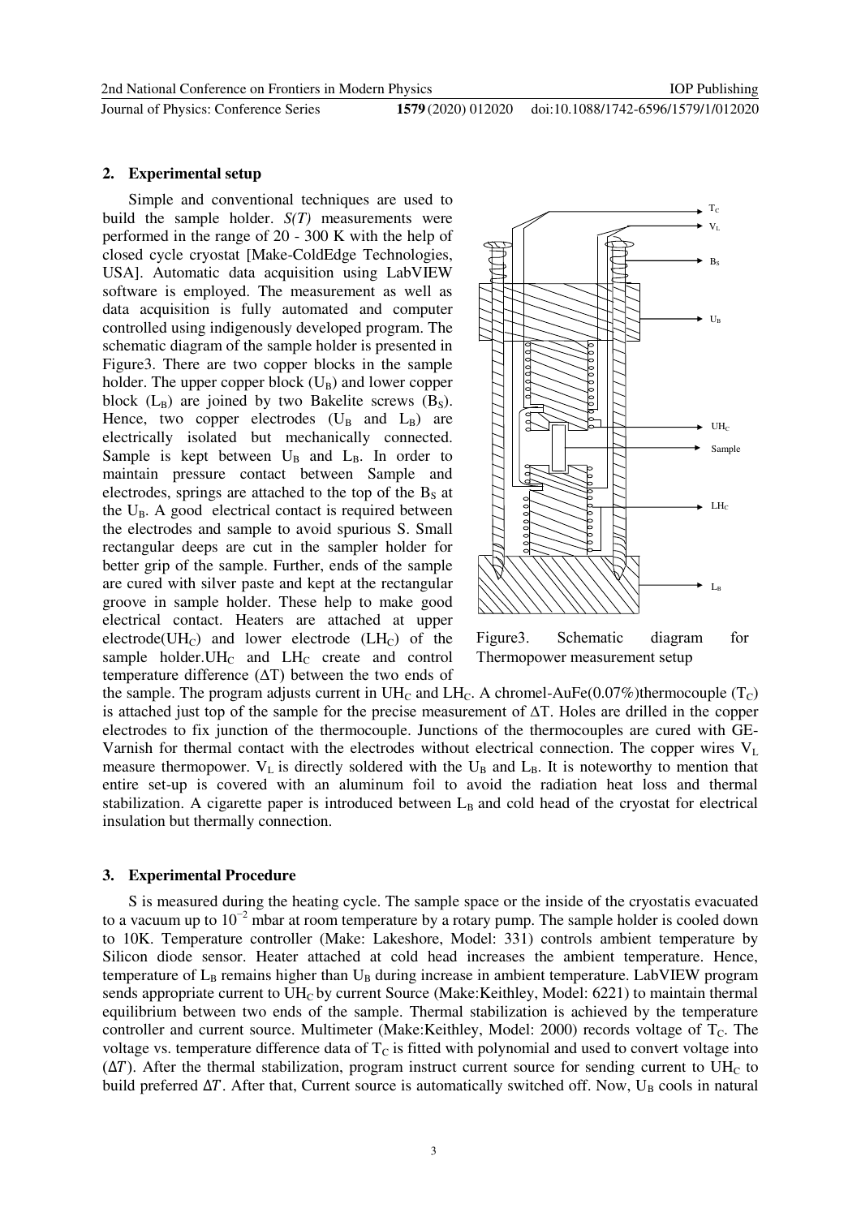## 2. Experimental setup

Simple and conventional techniques are used to build the sample holder. *S(T)* measurements were performed in the range of 20 - 300 K with the help of closed cycle cryostat [Make-ColdEdge Technologies, USA]. Automatic data acquisition using LabVIEW software is employed. The measurement as well as data acquisition is fully automated and computer controlled using indigenously developed program. The schematic diagram of the sample holder is presented in Figure3. There are two copper blocks in the sample holder. The upper copper block ($U_B$) and lower copper block ($L_B$) are joined by two Bakelite screws ($B_S$). Hence, two copper electrodes ($U_B$ and $L_B$) are electrically isolated but mechanically connected. Sample is kept between $U_B$ and $L_B$. In order to maintain pressure contact between Sample and electrodes, springs are attached to the top of the $B_S$ at the $U_B$. A good electrical contact is required between the electrodes and sample to avoid spurious S. Small rectangular deeps are cut in the sampler holder for better grip of the sample. Further, ends of the sample are cured with silver paste and kept at the rectangular groove in sample holder. These help to make good electrical contact. Heaters are attached at upper electrode($UH_C$) and lower electrode ($LH_C$) of the sample holder.$UH_C$ and $LH_C$ create and control temperature difference ($\Delta T$) between the two ends of the sample. The program adjusts current in $UH_C$ and $LH_C$. A chromel-AuFe(0.07%)thermocouple ($T_C$) is attached just top of the sample for the precise measurement of $\Delta T$. Holes are drilled in the copper electrodes to fix junction of the thermocouple. Junctions of the thermocouples are cured with GE-Varnish for thermal contact with the electrodes without electrical connection. The copper wires $V_L$ measure thermopower. $V_L$ is directly soldered with the $U_B$ and $L_B$. It is noteworthy to mention that entire set-up is covered with an aluminum foil to avoid the radiation heat loss and thermal stabilization. A cigarette paper is introduced between $L_B$ and cold head of the cryostat for electrical insulation but thermally connection.

Figure3. Schematic diagram for Thermopower measurement setup

## 3. Experimental Procedure

S is measured during the heating cycle. The sample space or the inside of the cryostatis evacuated to a vacuum up to $10^{-2}$ mbar at room temperature by a rotary pump. The sample holder is cooled down to 10K. Temperature controller (Make: Lakeshore, Model: 331) controls ambient temperature by Silicon diode sensor. Heater attached at cold head increases the ambient temperature. Hence, temperature of $L_B$ remains higher than $U_B$ during increase in ambient temperature. LabVIEW program sends appropriate current to $UH_C$ by current Source (Make:Keithley, Model: 6221) to maintain thermal equilibrium between two ends of the sample. Thermal stabilization is achieved by the temperature controller and current source. Multimeter (Make:Keithley, Model: 2000) records voltage of $T_C$. The voltage vs. temperature difference data of $T_C$ is fitted with polynomial and used to convert voltage into ($\Delta T$). After the thermal stabilization, program instruct current source for sending current to $UH_C$ to build preferred $\Delta T$. After that, Current source is automatically switched off. Now, $U_B$ cools in natural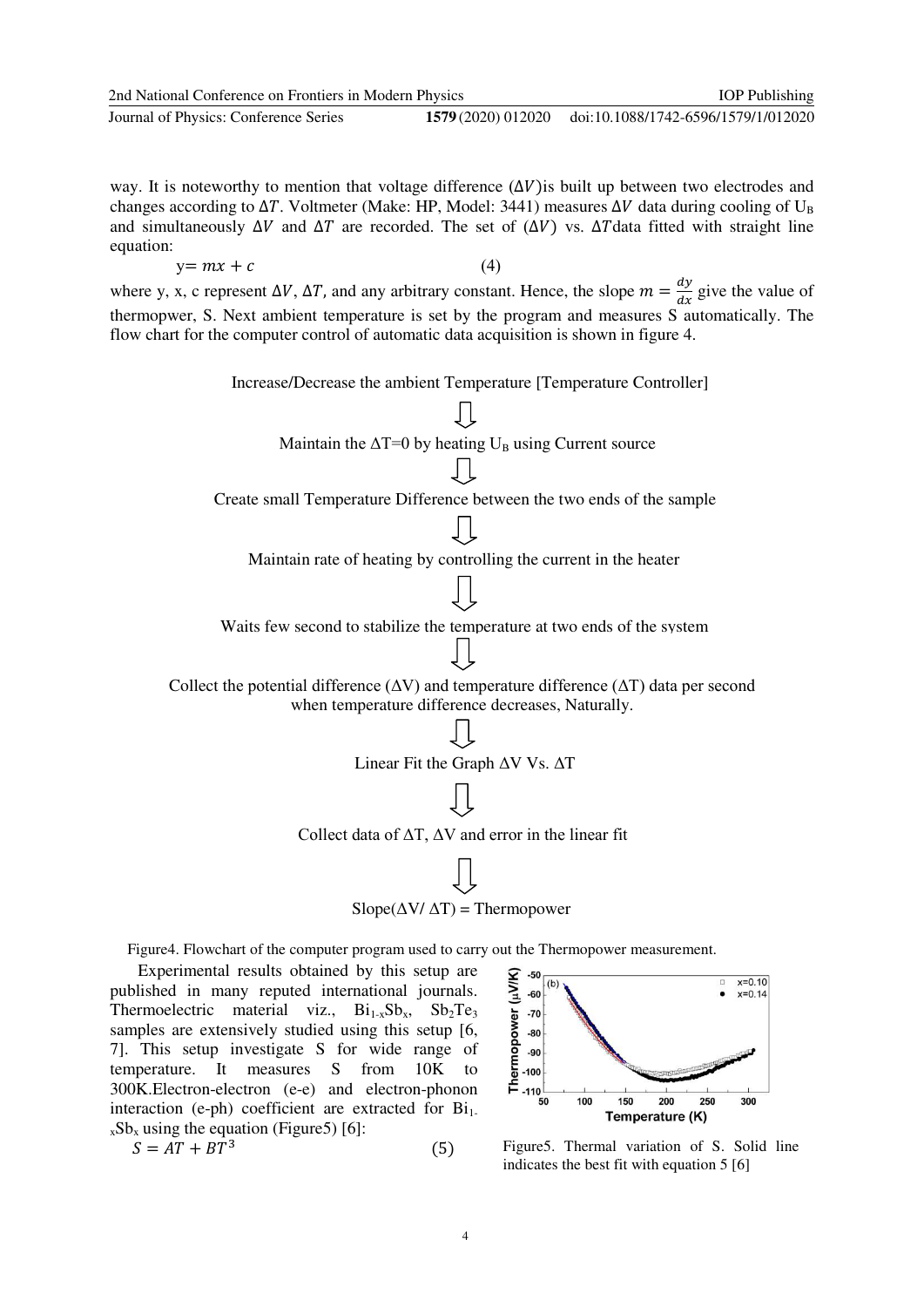way. It is noteworthy to mention that voltage difference ($\Delta V$)is built up between two electrodes and changes according to $\Delta T$. Voltmeter (Make: HP, Model: 3441) measures $\Delta V$ data during cooling of $U_B$ and simultaneously $\Delta V$ and $\Delta T$ are recorded. The set of ($\Delta V$) vs. $\Delta T$data fitted with straight line equation:

$$y= mx + c \tag{4}$$

where y, x, c represent $\Delta V$, $\Delta T$, and any arbitrary constant. Hence, the slope $m = \frac{dy}{dx}$ give the value of thermopwer, S. Next ambient temperature is set by the program and measures S automatically. The flow chart for the computer control of automatic data acquisition is shown in figure 4.

Increase/Decrease the ambient Temperature [Temperature Controller]

⇓

Maintain the $\Delta T=0$ by heating $U_B$ using Current source

⇓

Create small Temperature Difference between the two ends of the sample

⇓

Maintain rate of heating by controlling the current in the heater

⇓

Waits few second to stabilize the temperature at two ends of the system

⇓

Collect the potential difference ($\Delta V$) and temperature difference ($\Delta T$) data per second when temperature difference decreases, Naturally.

⇓

Linear Fit the Graph $\Delta V$ Vs. $\Delta T$

⇓

Collect data of $\Delta T$, $\Delta V$ and error in the linear fit

⇓

Slope($\Delta V$/ $\Delta T$) = Thermopower

Figure4. Flowchart of the computer program used to carry out the Thermopower measurement.

Experimental results obtained by this setup are published in many reputed international journals. Thermoelectric material viz., $Bi_{1-x}Sb_x$, $Sb_2Te_3$ samples are extensively studied using this setup [6, 7]. This setup investigate S for wide range of temperature. It measures S from 10K to 300K.Electron-electron (e-e) and electron-phonon interaction (e-ph) coefficient are extracted for $Bi_{1-x}Sb_x$ using the equation (Figure5) [6]:

$$S = AT + BT^3 \tag{5}$$

Figure5. Thermal variation of S. Solid line indicates the best fit with equation 5 [6]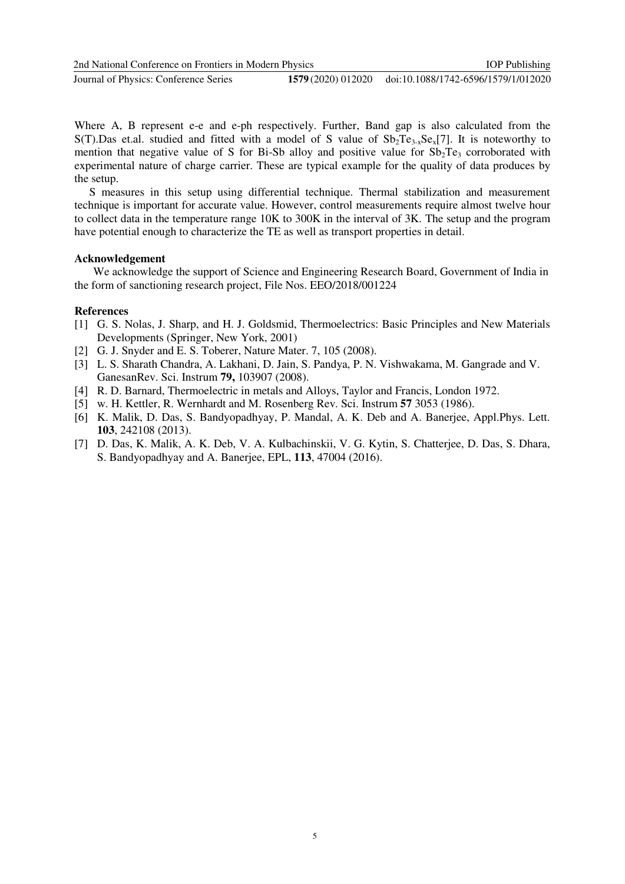Where A, B represent e-e and e-ph respectively. Further, Band gap is also calculated from the S(T).Das et.al. studied and fitted with a model of S value of $Sb_2Te_{3-x}Se_x$[7]. It is noteworthy to mention that negative value of S for Bi-Sb alloy and positive value for $Sb_2Te_3$ corroborated with experimental nature of charge carrier. These are typical example for the quality of data produces by the setup.

S measures in this setup using differential technique. Thermal stabilization and measurement technique is important for accurate value. However, control measurements require almost twelve hour to collect data in the temperature range 10K to 300K in the interval of 3K. The setup and the program have potential enough to characterize the TE as well as transport properties in detail.

**Acknowledgement**

We acknowledge the support of Science and Engineering Research Board, Government of India in the form of sanctioning research project, File Nos. EEO/2018/001224

**References**

[1] G. S. Nolas, J. Sharp, and H. J. Goldsmid, Thermoelectrics: Basic Principles and New Materials Developments (Springer, New York, 2001)

[2] G. J. Snyder and E. S. Toberer, Nature Mater. 7, 105 (2008).

[3] L. S. Sharath Chandra, A. Lakhani, D. Jain, S. Pandya, P. N. Vishwakama, M. Gangrade and V. GanesanRev. Sci. Instrum **79,** 103907 (2008).

[4] R. D. Barnard, Thermoelectric in metals and Alloys, Taylor and Francis, London 1972.

[5] w. H. Kettler, R. Wernhardt and M. Rosenberg Rev. Sci. Instrum **57** 3053 (1986).

[6] K. Malik, D. Das, S. Bandyopadhyay, P. Mandal, A. K. Deb and A. Banerjee, Appl.Phys. Lett. **103**, 242108 (2013).

[7] D. Das, K. Malik, A. K. Deb, V. A. Kulbachinskii, V. G. Kytin, S. Chatterjee, D. Das, S. Dhara, S. Bandyopadhyay and A. Banerjee, EPL, **113**, 47004 (2016).